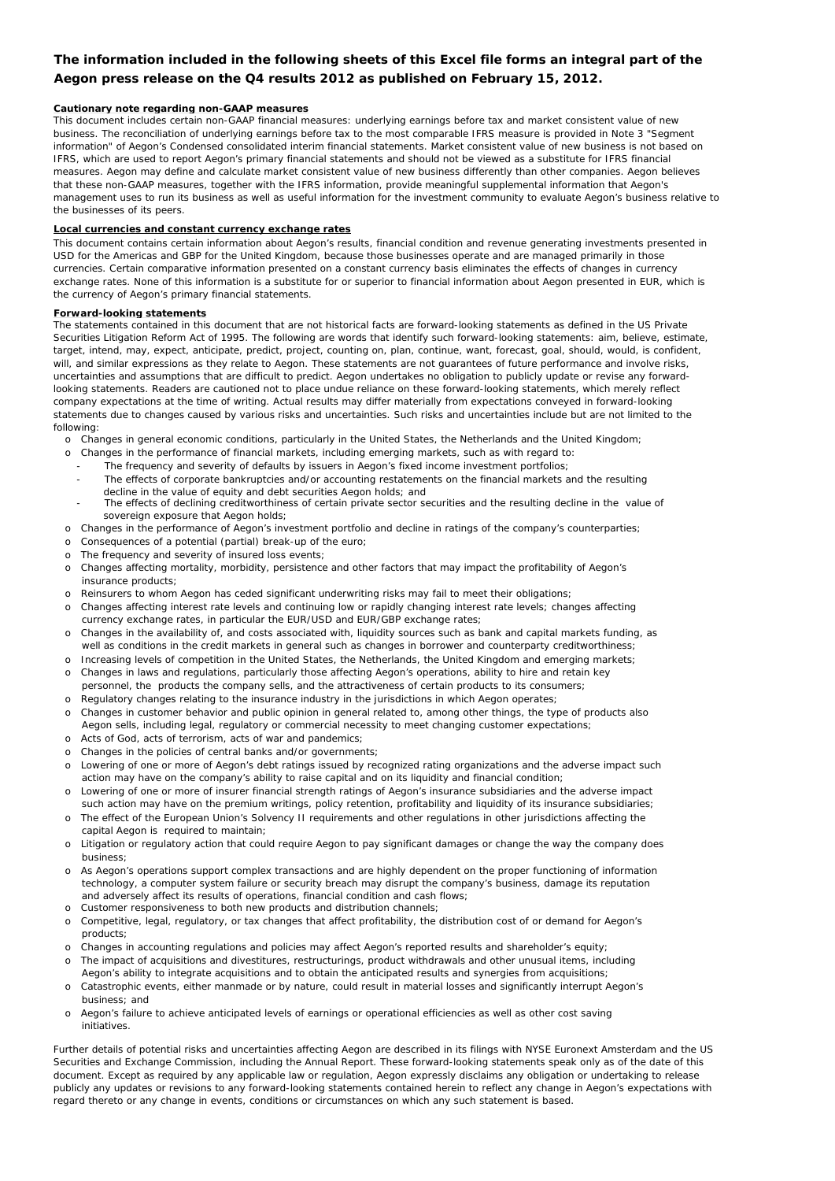**The information included in the following sheets of this Excel file forms an integral part of the Aegon press release on the Q4 results 2012 as published on February 15, 2012.**

**Cautionary note regarding non-GAAP measures**

This document includes certain non-GAAP financial measures: underlying earnings before tax and market consistent value of new business. The reconciliation of underlying earnings before tax to the most comparable IFRS measure is provided in Note 3 "Segment information" of Aegon's Condensed consolidated interim financial statements. Market consistent value of new business is not based on IFRS, which are used to report Aegon's primary financial statements and should not be viewed as a substitute for IFRS financial measures. Aegon may define and calculate market consistent value of new business differently than other companies. Aegon believes that these non-GAAP measures, together with the IFRS information, provide meaningful supplemental information that Aegon's management uses to run its business as well as useful information for the investment community to evaluate Aegon's business relative to the businesses of its peers.

**Local currencies and constant currency exchange rates**

This document contains certain information about Aegon's results, financial condition and revenue generating investments presented in USD for the Americas and GBP for the United Kingdom, because those businesses operate and are managed primarily in those currencies. Certain comparative information presented on a constant currency basis eliminates the effects of changes in currency exchange rates. None of this information is a substitute for or superior to financial information about Aegon presented in EUR, which is the currency of Aegon's primary financial statements.

**Forward-looking statements**

The statements contained in this document that are not historical facts are forward-looking statements as defined in the US Private Securities Litigation Reform Act of 1995. The following are words that identify such forward-looking statements: aim, believe, estimate, target, intend, may, expect, anticipate, predict, project, counting on, plan, continue, want, forecast, goal, should, would, is confident, will, and similar expressions as they relate to Aegon. These statements are not guarantees of future performance and involve risks, uncertainties and assumptions that are difficult to predict. Aegon undertakes no obligation to publicly update or revise any forward-looking statements. Readers are cautioned not to place undue reliance on these forward-looking statements, which merely reflect company expectations at the time of writing. Actual results may differ materially from expectations conveyed in forward-looking statements due to changes caused by various risks and uncertainties. Such risks and uncertainties include but are not limited to the following:

- Changes in general economic conditions, particularly in the United States, the Netherlands and the United Kingdom;
- Changes in the performance of financial markets, including emerging markets, such as with regard to:
  - The frequency and severity of defaults by issuers in Aegon's fixed income investment portfolios;
  - The effects of corporate bankruptcies and/or accounting restatements on the financial markets and the resulting decline in the value of equity and debt securities Aegon holds; and
  - The effects of declining creditworthiness of certain private sector securities and the resulting decline in the value of sovereign exposure that Aegon holds;
- Changes in the performance of Aegon's investment portfolio and decline in ratings of the company's counterparties;
- Consequences of a potential (partial) break-up of the euro;
- The frequency and severity of insured loss events;
- Changes affecting mortality, morbidity, persistence and other factors that may impact the profitability of Aegon's insurance products;
- Reinsurers to whom Aegon has ceded significant underwriting risks may fail to meet their obligations;
- Changes affecting interest rate levels and continuing low or rapidly changing interest rate levels; changes affecting currency exchange rates, in particular the EUR/USD and EUR/GBP exchange rates;
- Changes in the availability of, and costs associated with, liquidity sources such as bank and capital markets funding, as well as conditions in the credit markets in general such as changes in borrower and counterparty creditworthiness;
- Increasing levels of competition in the United States, the Netherlands, the United Kingdom and emerging markets;
- Changes in laws and regulations, particularly those affecting Aegon's operations, ability to hire and retain key personnel, the products the company sells, and the attractiveness of certain products to its consumers;
- Regulatory changes relating to the insurance industry in the jurisdictions in which Aegon operates;
- Changes in customer behavior and public opinion in general related to, among other things, the type of products also Aegon sells, including legal, regulatory or commercial necessity to meet changing customer expectations;
- Acts of God, acts of terrorism, acts of war and pandemics;
- Changes in the policies of central banks and/or governments;
- Lowering of one or more of Aegon's debt ratings issued by recognized rating organizations and the adverse impact such action may have on the company's ability to raise capital and on its liquidity and financial condition;
- Lowering of one or more of insurer financial strength ratings of Aegon's insurance subsidiaries and the adverse impact such action may have on the premium writings, policy retention, profitability and liquidity of its insurance subsidiaries;
- The effect of the European Union's Solvency II requirements and other regulations in other jurisdictions affecting the capital Aegon is required to maintain;
- Litigation or regulatory action that could require Aegon to pay significant damages or change the way the company does business;
- As Aegon's operations support complex transactions and are highly dependent on the proper functioning of information technology, a computer system failure or security breach may disrupt the company's business, damage its reputation and adversely affect its results of operations, financial condition and cash flows;
- Customer responsiveness to both new products and distribution channels;
- Competitive, legal, regulatory, or tax changes that affect profitability, the distribution cost of or demand for Aegon's products;
- Changes in accounting regulations and policies may affect Aegon's reported results and shareholder's equity;
- The impact of acquisitions and divestitures, restructurings, product withdrawals and other unusual items, including Aegon's ability to integrate acquisitions and to obtain the anticipated results and synergies from acquisitions;
- Catastrophic events, either manmade or by nature, could result in material losses and significantly interrupt Aegon's business; and
- Aegon's failure to achieve anticipated levels of earnings or operational efficiencies as well as other cost saving initiatives.

Further details of potential risks and uncertainties affecting Aegon are described in its filings with NYSE Euronext Amsterdam and the US Securities and Exchange Commission, including the Annual Report. These forward-looking statements speak only as of the date of this document. Except as required by any applicable law or regulation, Aegon expressly disclaims any obligation or undertaking to release publicly any updates or revisions to any forward-looking statements contained herein to reflect any change in Aegon's expectations with regard thereto or any change in events, conditions or circumstances on which any such statement is based.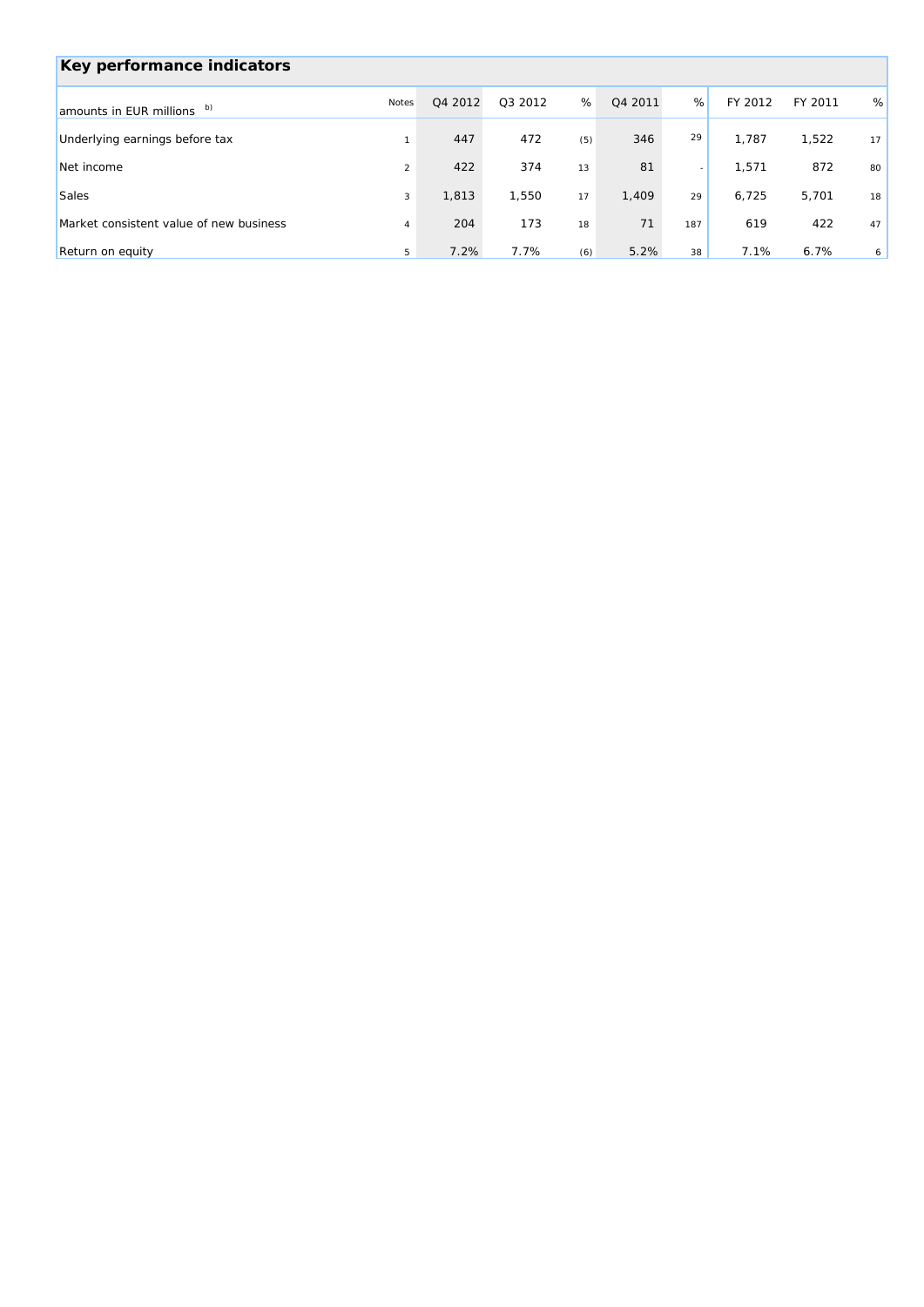## Key performance indicators

| amounts in EUR millions b) | Notes | Q4 2012 | Q3 2012 | % | Q4 2011 | % | FY 2012 | FY 2011 | % |
|---|---|---|---|---|---|---|---|---|---|
| Underlying earnings before tax | 1 | 447 | 472 | (5) | 346 | 29 | 1,787 | 1,522 | 17 |
| Net income | 2 | 422 | 374 | 13 | 81 | - | 1,571 | 872 | 80 |
| Sales | 3 | 1,813 | 1,550 | 17 | 1,409 | 29 | 6,725 | 5,701 | 18 |
| Market consistent value of new business | 4 | 204 | 173 | 18 | 71 | 187 | 619 | 422 | 47 |
| Return on equity | 5 | 7.2% | 7.7% | (6) | 5.2% | 38 | 7.1% | 6.7% | 6 |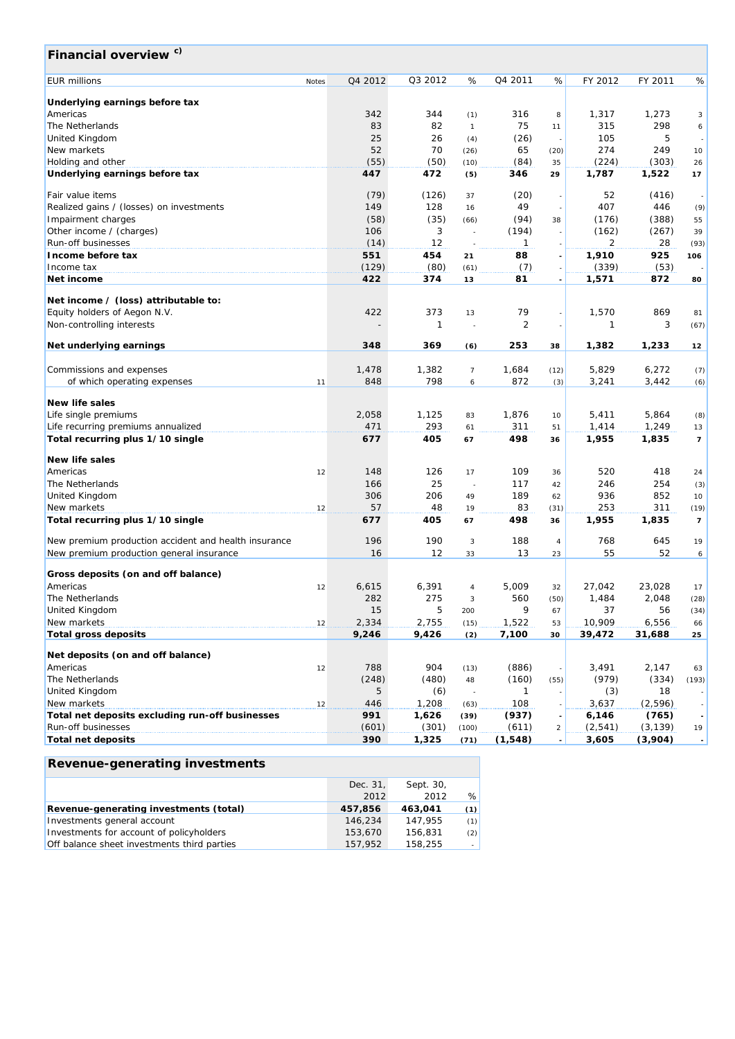## Financial overview c)

| EUR millions | Notes | Q4 2012 | Q3 2012 | % | Q4 2011 | % | FY 2012 | FY 2011 | % |
|---|---|---|---|---|---|---|---|---|---|
| **Underlying earnings before tax** | | | | | | | | | |
| Americas | | 342 | 344 | (1) | 316 | 8 | 1,317 | 1,273 | 3 |
| The Netherlands | | 83 | 82 | 1 | 75 | 11 | 315 | 298 | 6 |
| United Kingdom | | 25 | 26 | (4) | (26) | - | 105 | 5 | - |
| New markets | | 52 | 70 | (26) | 65 | (20) | 274 | 249 | 10 |
| Holding and other | | (55) | (50) | (10) | (84) | 35 | (224) | (303) | 26 |
| **Underlying earnings before tax** | | **447** | **472** | **(5)** | **346** | **29** | **1,787** | **1,522** | **17** |
| | | | | | | | | | |
| Fair value items | | (79) | (126) | 37 | (20) | - | 52 | (416) | - |
| Realized gains / (losses) on investments | | 149 | 128 | 16 | 49 | - | 407 | 446 | (9) |
| Impairment charges | | (58) | (35) | (66) | (94) | 38 | (176) | (388) | 55 |
| Other income / (charges) | | 106 | 3 | - | (194) | - | (162) | (267) | 39 |
| Run-off businesses | | (14) | 12 | - | 1 | - | 2 | 28 | (93) |
| **Income before tax** | | **551** | **454** | **21** | **88** | **-** | **1,910** | **925** | **106** |
| Income tax | | (129) | (80) | (61) | (7) | - | (339) | (53) | - |
| **Net income** | | **422** | **374** | **13** | **81** | **-** | **1,571** | **872** | **80** |
| | | | | | | | | | |
| **Net income / (loss) attributable to:** | | | | | | | | | |
| Equity holders of Aegon N.V. | | 422 | 373 | 13 | 79 | - | 1,570 | 869 | 81 |
| Non-controlling interests | | - | 1 | - | 2 | - | 1 | 3 | (67) |
| | | | | | | | | | |
| **Net underlying earnings** | | **348** | **369** | **(6)** | **253** | **38** | **1,382** | **1,233** | **12** |
| | | | | | | | | | |
| Commissions and expenses | | 1,478 | 1,382 | 7 | 1,684 | (12) | 5,829 | 6,272 | (7) |
| of which operating expenses | 11 | 848 | 798 | 6 | 872 | (3) | 3,241 | 3,442 | (6) |
| | | | | | | | | | |
| **New life sales** | | | | | | | | | |
| Life single premiums | | 2,058 | 1,125 | 83 | 1,876 | 10 | 5,411 | 5,864 | (8) |
| Life recurring premiums annualized | | 471 | 293 | 61 | 311 | 51 | 1,414 | 1,249 | 13 |
| **Total recurring plus 1/10 single** | | **677** | **405** | **67** | **498** | **36** | **1,955** | **1,835** | **7** |
| | | | | | | | | | |
| **New life sales** | | | | | | | | | |
| Americas | 12 | 148 | 126 | 17 | 109 | 36 | 520 | 418 | 24 |
| The Netherlands | | 166 | 25 | - | 117 | 42 | 246 | 254 | (3) |
| United Kingdom | | 306 | 206 | 49 | 189 | 62 | 936 | 852 | 10 |
| New markets | 12 | 57 | 48 | 19 | 83 | (31) | 253 | 311 | (19) |
| **Total recurring plus 1/10 single** | | **677** | **405** | **67** | **498** | **36** | **1,955** | **1,835** | **7** |
| | | | | | | | | | |
| New premium production accident and health insurance | | 196 | 190 | 3 | 188 | 4 | 768 | 645 | 19 |
| New premium production general insurance | | 16 | 12 | 33 | 13 | 23 | 55 | 52 | 6 |
| | | | | | | | | | |
| **Gross deposits (on and off balance)** | | | | | | | | | |
| Americas | 12 | 6,615 | 6,391 | 4 | 5,009 | 32 | 27,042 | 23,028 | 17 |
| The Netherlands | | 282 | 275 | 3 | 560 | (50) | 1,484 | 2,048 | (28) |
| United Kingdom | | 15 | 5 | 200 | 9 | 67 | 37 | 56 | (34) |
| New markets | 12 | 2,334 | 2,755 | (15) | 1,522 | 53 | 10,909 | 6,556 | 66 |
| **Total gross deposits** | | **9,246** | **9,426** | **(2)** | **7,100** | **30** | **39,472** | **31,688** | **25** |
| | | | | | | | | | |
| **Net deposits (on and off balance)** | | | | | | | | | |
| Americas | 12 | 788 | 904 | (13) | (886) | - | 3,491 | 2,147 | 63 |
| The Netherlands | | (248) | (480) | 48 | (160) | (55) | (979) | (334) | (193) |
| United Kingdom | | 5 | (6) | - | 1 | - | (3) | 18 | - |
| New markets | 12 | 446 | 1,208 | (63) | 108 | - | 3,637 | (2,596) | - |
| **Total net deposits excluding run-off businesses** | | **991** | **1,626** | **(39)** | **(937)** | **-** | **6,146** | **(765)** | **-** |
| Run-off businesses | | (601) | (301) | (100) | (611) | 2 | (2,541) | (3,139) | 19 |
| **Total net deposits** | | **390** | **1,325** | **(71)** | **(1,548)** | **-** | **3,605** | **(3,904)** | **-** |

## Revenue-generating investments

| | Dec. 31, 2012 | Sept. 30, 2012 | % |
|---|---|---|---|
| **Revenue-generating investments (total)** | **457,856** | **463,041** | **(1)** |
| Investments general account | 146,234 | 147,955 | (1) |
| Investments for account of policyholders | 153,670 | 156,831 | (2) |
| Off balance sheet investments third parties | 157,952 | 158,255 | - |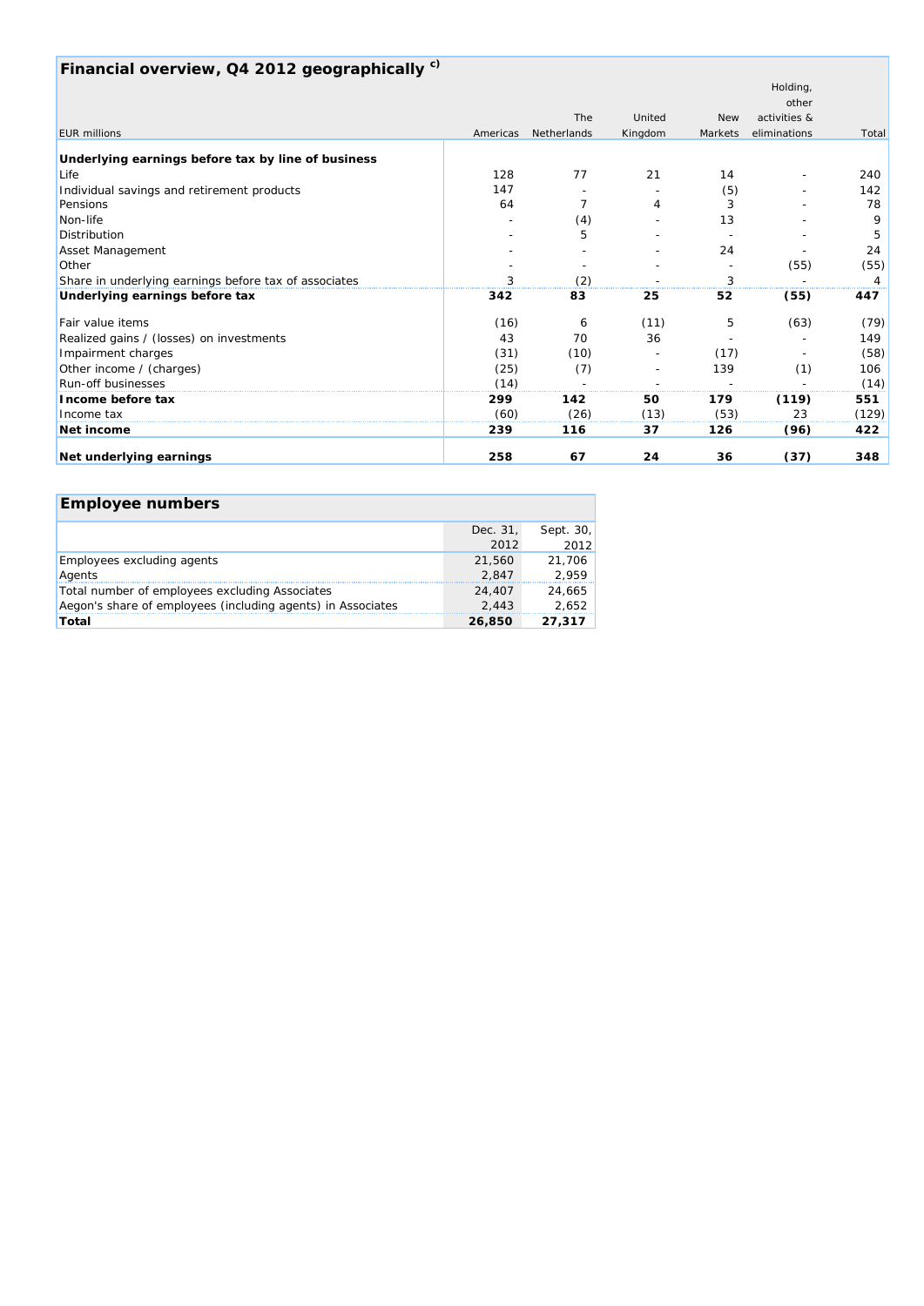## Financial overview, Q4 2012 geographically [c)]

| EUR millions | Americas | The Netherlands | United Kingdom | New Markets | Holding, other activities & eliminations | Total |
|---|---|---|---|---|---|---|
| **Underlying earnings before tax by line of business** | | | | | | |
| Life | 128 | 77 | 21 | 14 | - | 240 |
| Individual savings and retirement products | 147 | - | - | (5) | - | 142 |
| Pensions | 64 | 7 | 4 | 3 | - | 78 |
| Non-life | - | (4) | - | 13 | - | 9 |
| Distribution | - | 5 | - | - | - | 5 |
| Asset Management | - | - | - | 24 | - | 24 |
| Other | - | - | - | - | (55) | (55) |
| Share in underlying earnings before tax of associates | 3 | (2) | - | 3 | - | 4 |
| **Underlying earnings before tax** | **342** | **83** | **25** | **52** | **(55)** | **447** |
| Fair value items | (16) | 6 | (11) | 5 | (63) | (79) |
| Realized gains / (losses) on investments | 43 | 70 | 36 | - | - | 149 |
| Impairment charges | (31) | (10) | - | (17) | - | (58) |
| Other income / (charges) | (25) | (7) | - | 139 | (1) | 106 |
| Run-off businesses | (14) | - | - | - | - | (14) |
| **Income before tax** | **299** | **142** | **50** | **179** | **(119)** | **551** |
| Income tax | (60) | (26) | (13) | (53) | 23 | (129) |
| **Net income** | **239** | **116** | **37** | **126** | **(96)** | **422** |
| **Net underlying earnings** | **258** | **67** | **24** | **36** | **(37)** | **348** |

## Employee numbers

| | Dec. 31, 2012 | Sept. 30, 2012 |
|---|---|---|
| Employees excluding agents | 21,560 | 21,706 |
| Agents | 2,847 | 2,959 |
| Total number of employees excluding Associates | 24,407 | 24,665 |
| Aegon's share of employees (including agents) in Associates | 2,443 | 2,652 |
| **Total** | **26,850** | **27,317** |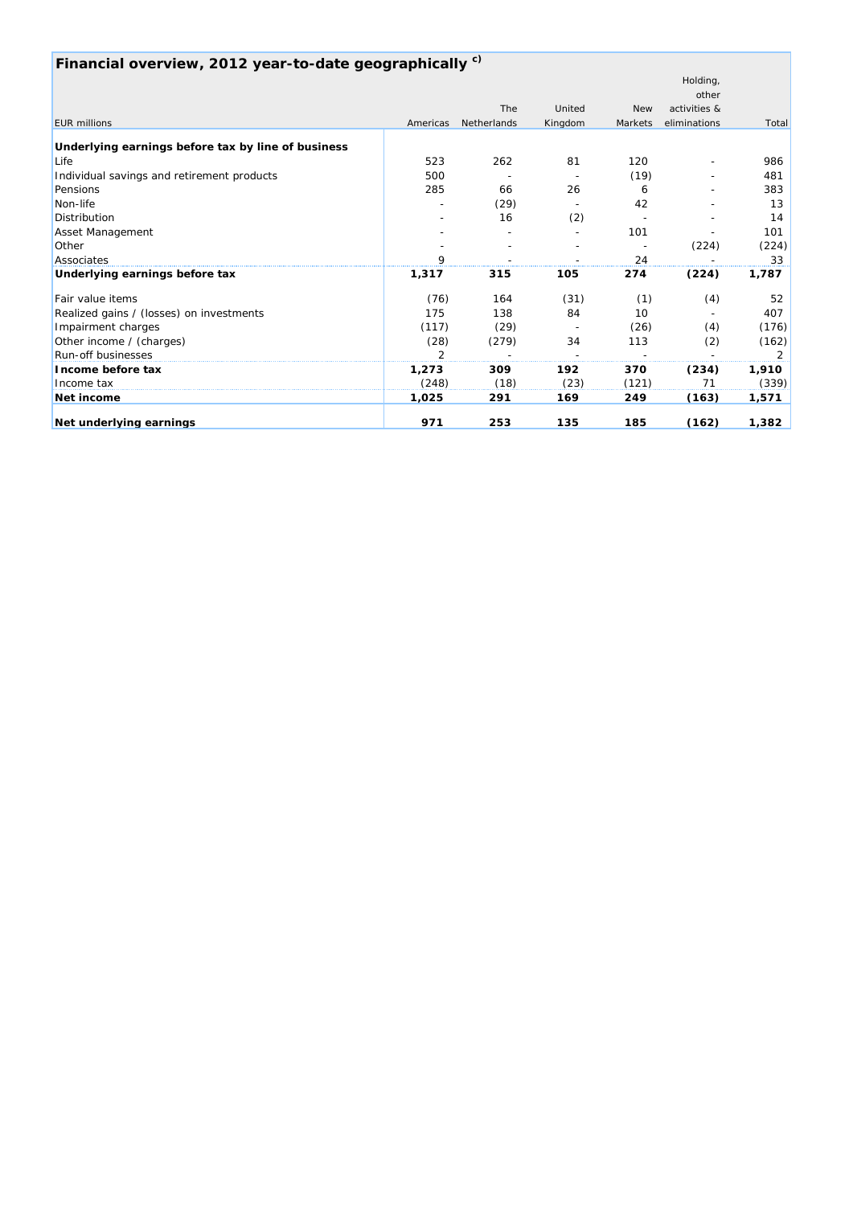## Financial overview, 2012 year-to-date geographically [c)]

| EUR millions | Americas | The Netherlands | United Kingdom | New Markets | Holding, other activities & eliminations | Total |
|---|---|---|---|---|---|---|
| **Underlying earnings before tax by line of business** | | | | | | |
| Life | 523 | 262 | 81 | 120 | - | 986 |
| Individual savings and retirement products | 500 | - | - | (19) | - | 481 |
| Pensions | 285 | 66 | 26 | 6 | - | 383 |
| Non-life | - | (29) | - | 42 | - | 13 |
| Distribution | - | 16 | (2) | - | - | 14 |
| Asset Management | - | - | - | 101 | - | 101 |
| Other | - | - | - | - | (224) | (224) |
| Associates | 9 | - | - | 24 | - | 33 |
| **Underlying earnings before tax** | **1,317** | **315** | **105** | **274** | **(224)** | **1,787** |
| Fair value items | (76) | 164 | (31) | (1) | (4) | 52 |
| Realized gains / (losses) on investments | 175 | 138 | 84 | 10 | - | 407 |
| Impairment charges | (117) | (29) | - | (26) | (4) | (176) |
| Other income / (charges) | (28) | (279) | 34 | 113 | (2) | (162) |
| Run-off businesses | 2 | - | - | - | - | 2 |
| **Income before tax** | **1,273** | **309** | **192** | **370** | **(234)** | **1,910** |
| Income tax | (248) | (18) | (23) | (121) | 71 | (339) |
| **Net income** | **1,025** | **291** | **169** | **249** | **(163)** | **1,571** |
| **Net underlying earnings** | **971** | **253** | **135** | **185** | **(162)** | **1,382** |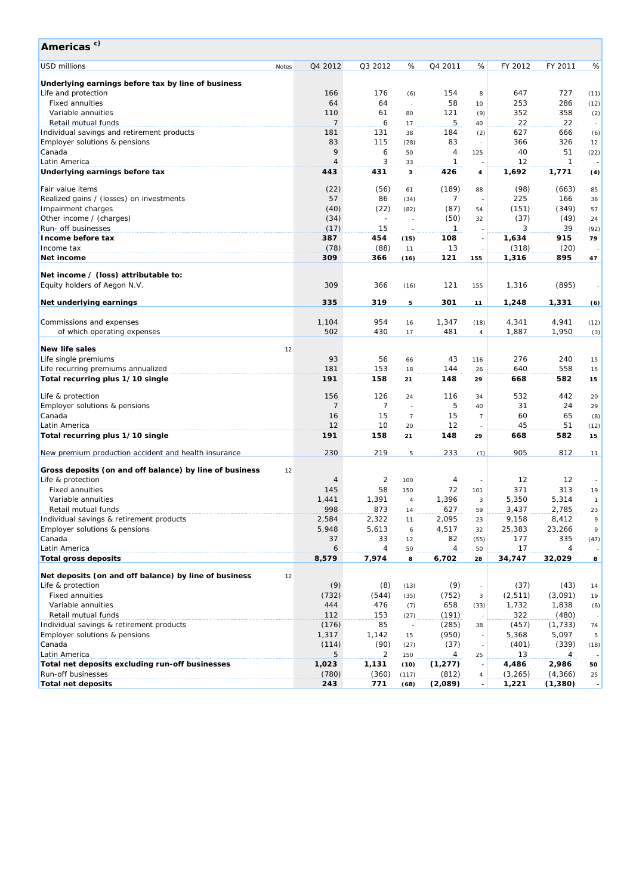## Americas [c)]

| USD millions | Notes | Q4 2012 | Q3 2012 | % | Q4 2011 | % | FY 2012 | FY 2011 | % |
|---|---|---|---|---|---|---|---|---|---|
| **Underlying earnings before tax by line of business** | | | | | | | | | |
| Life and protection | | 166 | 176 | (6) | 154 | 8 | 647 | 727 | (11) |
| Fixed annuities | | 64 | 64 | - | 58 | 10 | 253 | 286 | (12) |
| Variable annuities | | 110 | 61 | 80 | 121 | (9) | 352 | 358 | (2) |
| Retail mutual funds | | 7 | 6 | 17 | 5 | 40 | 22 | 22 | - |
| Individual savings and retirement products | | 181 | 131 | 38 | 184 | (2) | 627 | 666 | (6) |
| Employer solutions & pensions | | 83 | 115 | (28) | 83 | - | 366 | 326 | 12 |
| Canada | | 9 | 6 | 50 | 4 | 125 | 40 | 51 | (22) |
| Latin America | | 4 | 3 | 33 | 1 | - | 12 | 1 | - |
| **Underlying earnings before tax** | | **443** | **431** | **3** | **426** | **4** | **1,692** | **1,771** | **(4)** |
| Fair value items | | (22) | (56) | 61 | (189) | 88 | (98) | (663) | 85 |
| Realized gains / (losses) on investments | | 57 | 86 | (34) | 7 | - | 225 | 166 | 36 |
| Impairment charges | | (40) | (22) | (82) | (87) | 54 | (151) | (349) | 57 |
| Other income / (charges) | | (34) | - | - | (50) | 32 | (37) | (49) | 24 |
| Run- off businesses | | (17) | 15 | - | 1 | - | 3 | 39 | (92) |
| **Income before tax** | | **387** | **454** | **(15)** | **108** | **-** | **1,634** | **915** | **79** |
| Income tax | | (78) | (88) | 11 | 13 | - | (318) | (20) | - |
| **Net income** | | **309** | **366** | **(16)** | **121** | **155** | **1,316** | **895** | **47** |
| **Net income / (loss) attributable to:** | | | | | | | | | |
| Equity holders of Aegon N.V. | | 309 | 366 | (16) | 121 | 155 | 1,316 | (895) | - |
| **Net underlying earnings** | | **335** | **319** | **5** | **301** | **11** | **1,248** | **1,331** | **(6)** |
| Commissions and expenses | | 1,104 | 954 | 16 | 1,347 | (18) | 4,341 | 4,941 | (12) |
| of which operating expenses | | 502 | 430 | 17 | 481 | 4 | 1,887 | 1,950 | (3) |
| **New life sales** | 12 | | | | | | | | |
| Life single premiums | | 93 | 56 | 66 | 43 | 116 | 276 | 240 | 15 |
| Life recurring premiums annualized | | 181 | 153 | 18 | 144 | 26 | 640 | 558 | 15 |
| **Total recurring plus 1/10 single** | | **191** | **158** | **21** | **148** | **29** | **668** | **582** | **15** |
| Life & protection | | 156 | 126 | 24 | 116 | 34 | 532 | 442 | 20 |
| Employer solutions & pensions | | 7 | 7 | - | 5 | 40 | 31 | 24 | 29 |
| Canada | | 16 | 15 | 7 | 15 | 7 | 60 | 65 | (8) |
| Latin America | | 12 | 10 | 20 | 12 | - | 45 | 51 | (12) |
| **Total recurring plus 1/10 single** | | **191** | **158** | **21** | **148** | **29** | **668** | **582** | **15** |
| New premium production accident and health insurance | | 230 | 219 | 5 | 233 | (1) | 905 | 812 | 11 |
| **Gross deposits (on and off balance) by line of business** | 12 | | | | | | | | |
| Life & protection | | 4 | 2 | 100 | 4 | - | 12 | 12 | - |
| Fixed annuities | | 145 | 58 | 150 | 72 | 101 | 371 | 313 | 19 |
| Variable annuities | | 1,441 | 1,391 | 4 | 1,396 | 3 | 5,350 | 5,314 | 1 |
| Retail mutual funds | | 998 | 873 | 14 | 627 | 59 | 3,437 | 2,785 | 23 |
| Individual savings & retirement products | | 2,584 | 2,322 | 11 | 2,095 | 23 | 9,158 | 8,412 | 9 |
| Employer solutions & pensions | | 5,948 | 5,613 | 6 | 4,517 | 32 | 25,383 | 23,266 | 9 |
| Canada | | 37 | 33 | 12 | 82 | (55) | 177 | 335 | (47) |
| Latin America | | 6 | 4 | 50 | 4 | 50 | 17 | 4 | - |
| **Total gross deposits** | | **8,579** | **7,974** | **8** | **6,702** | **28** | **34,747** | **32,029** | **8** |
| **Net deposits (on and off balance) by line of business** | 12 | | | | | | | | |
| Life & protection | | (9) | (8) | (13) | (9) | - | (37) | (43) | 14 |
| Fixed annuities | | (732) | (544) | (35) | (752) | 3 | (2,511) | (3,091) | 19 |
| Variable annuities | | 444 | 476 | (7) | 658 | (33) | 1,732 | 1,838 | (6) |
| Retail mutual funds | | 112 | 153 | (27) | (191) | - | 322 | (480) | - |
| Individual savings & retirement products | | (176) | 85 | - | (285) | 38 | (457) | (1,733) | 74 |
| Employer solutions & pensions | | 1,317 | 1,142 | 15 | (950) | - | 5,368 | 5,097 | 5 |
| Canada | | (114) | (90) | (27) | (37) | - | (401) | (339) | (18) |
| Latin America | | 5 | 2 | 150 | 4 | 25 | 13 | 4 | - |
| **Total net deposits excluding run-off businesses** | | **1,023** | **1,131** | **(10)** | **(1,277)** | **-** | **4,486** | **2,986** | **50** |
| Run-off businesses | | (780) | (360) | (117) | (812) | 4 | (3,265) | (4,366) | 25 |
| **Total net deposits** | | **243** | **771** | **(68)** | **(2,089)** | **-** | **1,221** | **(1,380)** | **-** |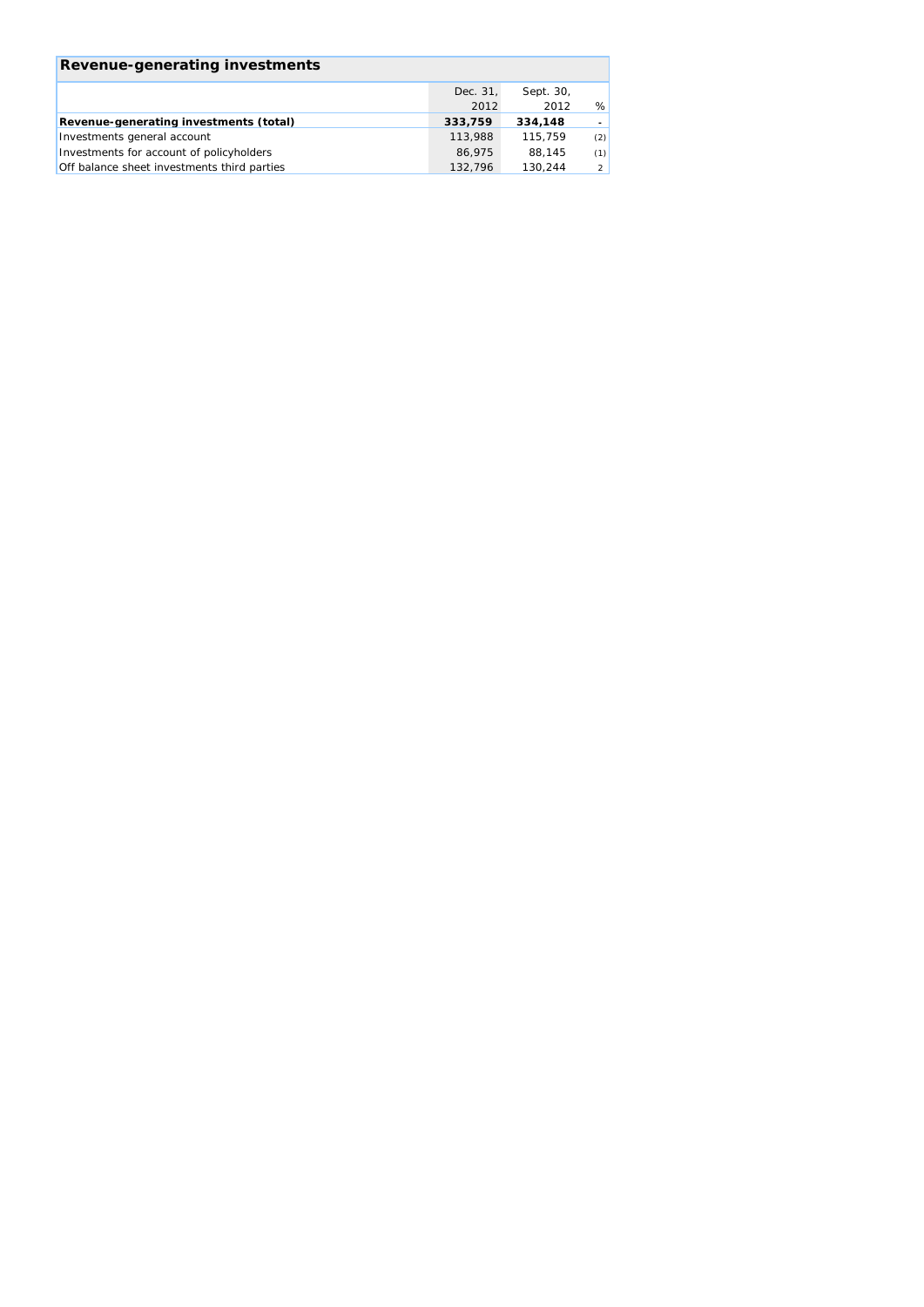## Revenue-generating investments

| | Dec. 31, 2012 | Sept. 30, 2012 | % |
|---|---|---|---|
| **Revenue-generating investments (total)** | **333,759** | **334,148** | - |
| Investments general account | 113,988 | 115,759 | (2) |
| Investments for account of policyholders | 86,975 | 88,145 | (1) |
| Off balance sheet investments third parties | 132,796 | 130,244 | 2 |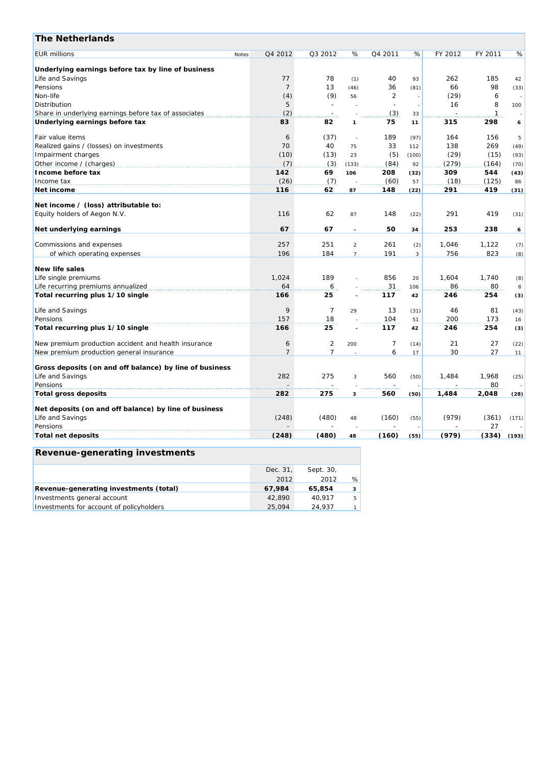## The Netherlands

| EUR millions | Notes | Q4 2012 | Q3 2012 | % | Q4 2011 | % | FY 2012 | FY 2011 | % |
|---|---|---|---|---|---|---|---|---|---|
| **Underlying earnings before tax by line of business** | | | | | | | | | |
| Life and Savings | | 77 | 78 | (1) | 40 | 93 | 262 | 185 | 42 |
| Pensions | | 7 | 13 | (46) | 36 | (81) | 66 | 98 | (33) |
| Non-life | | (4) | (9) | 56 | 2 | - | (29) | 6 | - |
| Distribution | | 5 | - | - | - | - | 16 | 8 | 100 |
| Share in underlying earnings before tax of associates | | (2) | - | - | (3) | 33 | - | 1 | - |
| **Underlying earnings before tax** | | **83** | **82** | **1** | **75** | **11** | **315** | **298** | **6** |
| Fair value items | | 6 | (37) | - | 189 | (97) | 164 | 156 | 5 |
| Realized gains / (losses) on investments | | 70 | 40 | 75 | 33 | 112 | 138 | 269 | (49) |
| Impairment charges | | (10) | (13) | 23 | (5) | (100) | (29) | (15) | (93) |
| Other income / (charges) | | (7) | (3) | (133) | (84) | 92 | (279) | (164) | (70) |
| **Income before tax** | | **142** | **69** | **106** | **208** | **(32)** | **309** | **544** | **(43)** |
| Income tax | | (26) | (7) | - | (60) | 57 | (18) | (125) | 86 |
| **Net income** | | **116** | **62** | **87** | **148** | **(22)** | **291** | **419** | **(31)** |
| **Net income / (loss) attributable to:** | | | | | | | | | |
| Equity holders of Aegon N.V. | | 116 | 62 | 87 | 148 | (22) | 291 | 419 | (31) |
| **Net underlying earnings** | | **67** | **67** | **-** | **50** | **34** | **253** | **238** | **6** |
| Commissions and expenses | | 257 | 251 | 2 | 261 | (2) | 1,046 | 1,122 | (7) |
| of which operating expenses | | 196 | 184 | 7 | 191 | 3 | 756 | 823 | (8) |
| **New life sales** | | | | | | | | | |
| Life single premiums | | 1,024 | 189 | - | 856 | 20 | 1,604 | 1,740 | (8) |
| Life recurring premiums annualized | | 64 | 6 | - | 31 | 106 | 86 | 80 | 8 |
| **Total recurring plus 1/10 single** | | **166** | **25** | **-** | **117** | **42** | **246** | **254** | **(3)** |
| Life and Savings | | 9 | 7 | 29 | 13 | (31) | 46 | 81 | (43) |
| Pensions | | 157 | 18 | - | 104 | 51 | 200 | 173 | 16 |
| **Total recurring plus 1/10 single** | | **166** | **25** | **-** | **117** | **42** | **246** | **254** | **(3)** |
| New premium production accident and health insurance | | 6 | 2 | 200 | 7 | (14) | 21 | 27 | (22) |
| New premium production general insurance | | 7 | 7 | - | 6 | 17 | 30 | 27 | 11 |
| **Gross deposits (on and off balance) by line of business** | | | | | | | | | |
| Life and Savings | | 282 | 275 | 3 | 560 | (50) | 1,484 | 1,968 | (25) |
| Pensions | | - | - | - | - | - | - | 80 | - |
| **Total gross deposits** | | **282** | **275** | **3** | **560** | **(50)** | **1,484** | **2,048** | **(28)** |
| **Net deposits (on and off balance) by line of business** | | | | | | | | | |
| Life and Savings | | (248) | (480) | 48 | (160) | (55) | (979) | (361) | (171) |
| Pensions | | - | - | - | - | - | - | 27 | - |
| **Total net deposits** | | **(248)** | **(480)** | **48** | **(160)** | **(55)** | **(979)** | **(334)** | **(193)** |

## Revenue-generating investments

| | Dec. 31, 2012 | Sept. 30, 2012 | % |
|---|---|---|---|
| **Revenue-generating investments (total)** | **67,984** | **65,854** | **3** |
| Investments general account | 42,890 | 40,917 | 5 |
| Investments for account of policyholders | 25,094 | 24,937 | 1 |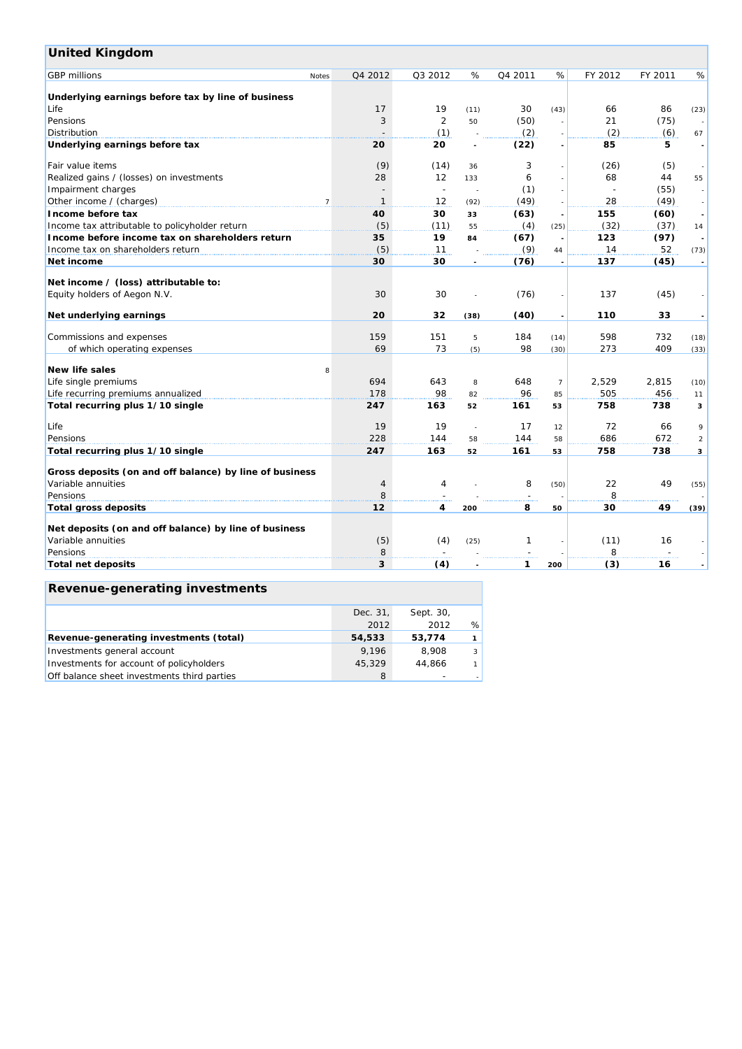## United Kingdom

| GBP millions | Notes | Q4 2012 | Q3 2012 | % | Q4 2011 | % | FY 2012 | FY 2011 | % |
|---|---|---|---|---|---|---|---|---|---|
| **Underlying earnings before tax by line of business** | | | | | | | | | |
| Life | | 17 | 19 | (11) | 30 | (43) | 66 | 86 | (23) |
| Pensions | | 3 | 2 | 50 | (50) | - | 21 | (75) | - |
| Distribution | | - | (1) | - | (2) | - | (2) | (6) | 67 |
| **Underlying earnings before tax** | | **20** | **20** | **-** | **(22)** | **-** | **85** | **5** | **-** |
| Fair value items | | (9) | (14) | 36 | 3 | - | (26) | (5) | - |
| Realized gains / (losses) on investments | | 28 | 12 | 133 | 6 | - | 68 | 44 | 55 |
| Impairment charges | | - | - | - | (1) | - | - | (55) | - |
| Other income / (charges) | 7 | 1 | 12 | (92) | (49) | - | 28 | (49) | - |
| **Income before tax** | | **40** | **30** | **33** | **(63)** | **-** | **155** | **(60)** | **-** |
| Income tax attributable to policyholder return | | (5) | (11) | 55 | (4) | (25) | (32) | (37) | 14 |
| **Income before income tax on shareholders return** | | **35** | **19** | **84** | **(67)** | **-** | **123** | **(97)** | **-** |
| Income tax on shareholders return | | (5) | 11 | - | (9) | 44 | 14 | 52 | (73) |
| **Net income** | | **30** | **30** | **-** | **(76)** | **-** | **137** | **(45)** | **-** |
| **Net income / (loss) attributable to:** | | | | | | | | | |
| Equity holders of Aegon N.V. | | 30 | 30 | - | (76) | - | 137 | (45) | - |
| **Net underlying earnings** | | **20** | **32** | **(38)** | **(40)** | **-** | **110** | **33** | **-** |
| Commissions and expenses | | 159 | 151 | 5 | 184 | (14) | 598 | 732 | (18) |
| of which operating expenses | | 69 | 73 | (5) | 98 | (30) | 273 | 409 | (33) |
| **New life sales** | 8 | | | | | | | | |
| Life single premiums | | 694 | 643 | 8 | 648 | 7 | 2,529 | 2,815 | (10) |
| Life recurring premiums annualized | | 178 | 98 | 82 | 96 | 85 | 505 | 456 | 11 |
| **Total recurring plus 1/10 single** | | **247** | **163** | **52** | **161** | **53** | **758** | **738** | **3** |
| Life | | 19 | 19 | - | 17 | 12 | 72 | 66 | 9 |
| Pensions | | 228 | 144 | 58 | 144 | 58 | 686 | 672 | 2 |
| **Total recurring plus 1/10 single** | | **247** | **163** | **52** | **161** | **53** | **758** | **738** | **3** |
| **Gross deposits (on and off balance) by line of business** | | | | | | | | | |
| Variable annuities | | 4 | 4 | - | 8 | (50) | 22 | 49 | (55) |
| Pensions | | 8 | - | - | - | - | 8 | - | - |
| **Total gross deposits** | | **12** | **4** | **200** | **8** | **50** | **30** | **49** | **(39)** |
| **Net deposits (on and off balance) by line of business** | | | | | | | | | |
| Variable annuities | | (5) | (4) | (25) | 1 | - | (11) | 16 | - |
| Pensions | | 8 | - | - | - | - | 8 | - | - |
| **Total net deposits** | | **3** | **(4)** | **-** | **1** | **200** | **(3)** | **16** | **-** |

## Revenue-generating investments

| | Dec. 31, 2012 | Sept. 30, 2012 | % |
|---|---|---|---|
| **Revenue-generating investments (total)** | **54,533** | **53,774** | **1** |
| Investments general account | 9,196 | 8,908 | 3 |
| Investments for account of policyholders | 45,329 | 44,866 | 1 |
| Off balance sheet investments third parties | 8 | - | - |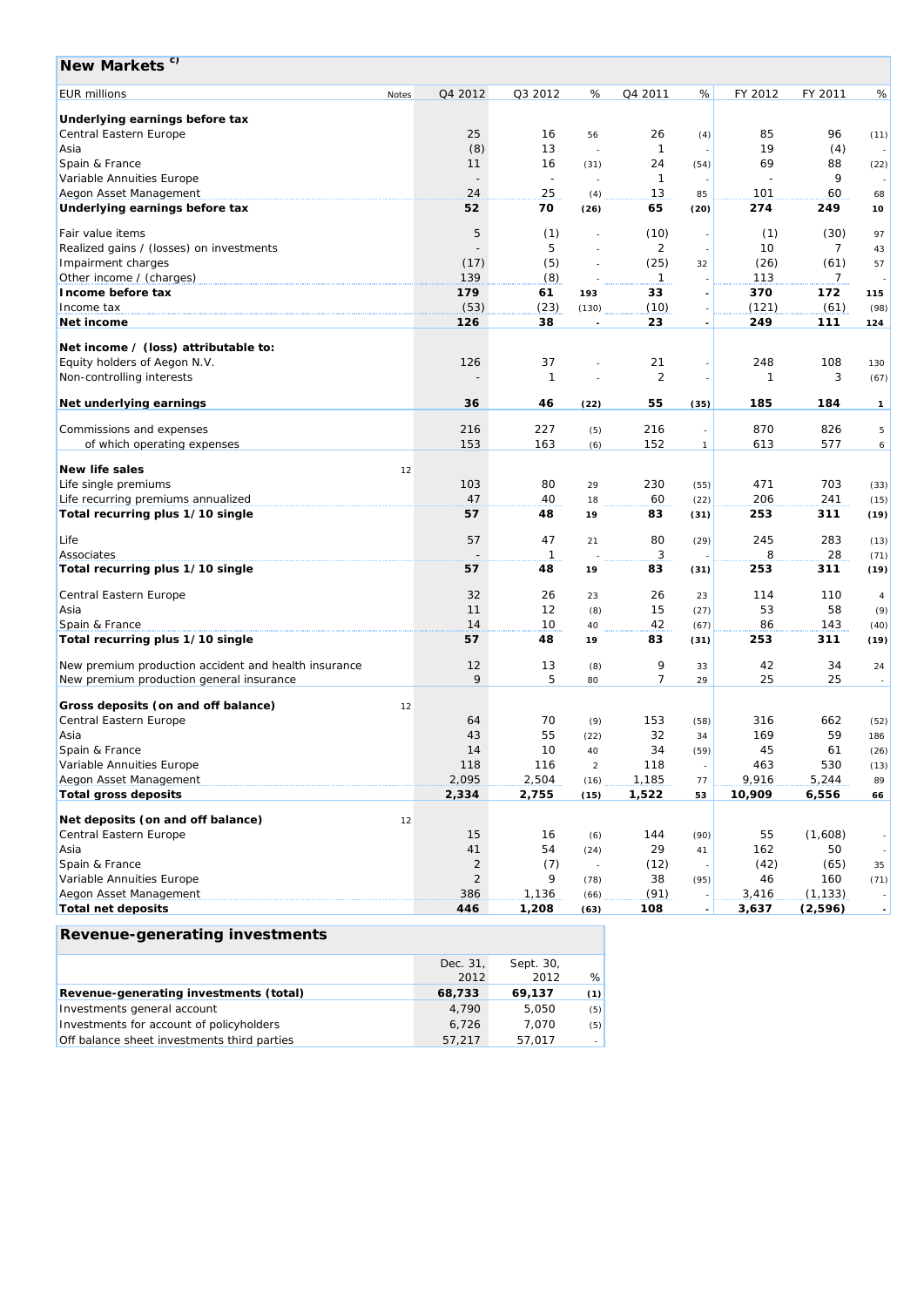## New Markets [c)]

| EUR millions | Notes | Q4 2012 | Q3 2012 | % | Q4 2011 | % | FY 2012 | FY 2011 | % |
|---|---|---|---|---|---|---|---|---|---|
| **Underlying earnings before tax** | | | | | | | | | |
| Central Eastern Europe | | 25 | 16 | 56 | 26 | (4) | 85 | 96 | (11) |
| Asia | | (8) | 13 | - | 1 | - | 19 | (4) | - |
| Spain & France | | 11 | 16 | (31) | 24 | (54) | 69 | 88 | (22) |
| Variable Annuities Europe | | - | - | - | 1 | - | - | 9 | - |
| Aegon Asset Management | | 24 | 25 | (4) | 13 | 85 | 101 | 60 | 68 |
| **Underlying earnings before tax** | | **52** | **70** | **(26)** | **65** | **(20)** | **274** | **249** | **10** |
| Fair value items | | 5 | (1) | - | (10) | - | (1) | (30) | 97 |
| Realized gains / (losses) on investments | | - | 5 | - | 2 | - | 10 | 7 | 43 |
| Impairment charges | | (17) | (5) | - | (25) | 32 | (26) | (61) | 57 |
| Other income / (charges) | | 139 | (8) | - | 1 | - | 113 | 7 | - |
| **Income before tax** | | **179** | **61** | **193** | **33** | **-** | **370** | **172** | **115** |
| Income tax | | (53) | (23) | (130) | (10) | - | (121) | (61) | (98) |
| **Net income** | | **126** | **38** | **-** | **23** | **-** | **249** | **111** | **124** |
| **Net income / (loss) attributable to:** | | | | | | | | | |
| Equity holders of Aegon N.V. | | 126 | 37 | - | 21 | - | 248 | 108 | 130 |
| Non-controlling interests | | - | 1 | - | 2 | - | 1 | 3 | (67) |
| **Net underlying earnings** | | **36** | **46** | **(22)** | **55** | **(35)** | **185** | **184** | **1** |
| Commissions and expenses | | 216 | 227 | (5) | 216 | - | 870 | 826 | 5 |
| of which operating expenses | | 153 | 163 | (6) | 152 | 1 | 613 | 577 | 6 |
| **New life sales** | 12 | | | | | | | | |
| Life single premiums | | 103 | 80 | 29 | 230 | (55) | 471 | 703 | (33) |
| Life recurring premiums annualized | | 47 | 40 | 18 | 60 | (22) | 206 | 241 | (15) |
| **Total recurring plus 1/10 single** | | **57** | **48** | **19** | **83** | **(31)** | **253** | **311** | **(19)** |
| Life | | 57 | 47 | 21 | 80 | (29) | 245 | 283 | (13) |
| Associates | | - | 1 | - | 3 | - | 8 | 28 | (71) |
| **Total recurring plus 1/10 single** | | **57** | **48** | **19** | **83** | **(31)** | **253** | **311** | **(19)** |
| Central Eastern Europe | | 32 | 26 | 23 | 26 | 23 | 114 | 110 | 4 |
| Asia | | 11 | 12 | (8) | 15 | (27) | 53 | 58 | (9) |
| Spain & France | | 14 | 10 | 40 | 42 | (67) | 86 | 143 | (40) |
| **Total recurring plus 1/10 single** | | **57** | **48** | **19** | **83** | **(31)** | **253** | **311** | **(19)** |
| New premium production accident and health insurance | | 12 | 13 | (8) | 9 | 33 | 42 | 34 | 24 |
| New premium production general insurance | | 9 | 5 | 80 | 7 | 29 | 25 | 25 | - |
| **Gross deposits (on and off balance)** | 12 | | | | | | | | |
| Central Eastern Europe | | 64 | 70 | (9) | 153 | (58) | 316 | 662 | (52) |
| Asia | | 43 | 55 | (22) | 32 | 34 | 169 | 59 | 186 |
| Spain & France | | 14 | 10 | 40 | 34 | (59) | 45 | 61 | (26) |
| Variable Annuities Europe | | 118 | 116 | 2 | 118 | - | 463 | 530 | (13) |
| Aegon Asset Management | | 2,095 | 2,504 | (16) | 1,185 | 77 | 9,916 | 5,244 | 89 |
| **Total gross deposits** | | **2,334** | **2,755** | **(15)** | **1,522** | **53** | **10,909** | **6,556** | **66** |
| **Net deposits (on and off balance)** | 12 | | | | | | | | |
| Central Eastern Europe | | 15 | 16 | (6) | 144 | (90) | 55 | (1,608) | - |
| Asia | | 41 | 54 | (24) | 29 | 41 | 162 | 50 | - |
| Spain & France | | 2 | (7) | - | (12) | - | (42) | (65) | 35 |
| Variable Annuities Europe | | 2 | 9 | (78) | 38 | (95) | 46 | 160 | (71) |
| Aegon Asset Management | | 386 | 1,136 | (66) | (91) | - | 3,416 | (1,133) | - |
| **Total net deposits** | | **446** | **1,208** | **(63)** | **108** | **-** | **3,637** | **(2,596)** | **-** |

## Revenue-generating investments

| | Dec. 31, 2012 | Sept. 30, 2012 | % |
|---|---|---|---|
| **Revenue-generating investments (total)** | **68,733** | **69,137** | **(1)** |
| Investments general account | 4,790 | 5,050 | (5) |
| Investments for account of policyholders | 6,726 | 7,070 | (5) |
| Off balance sheet investments third parties | 57,217 | 57,017 | - |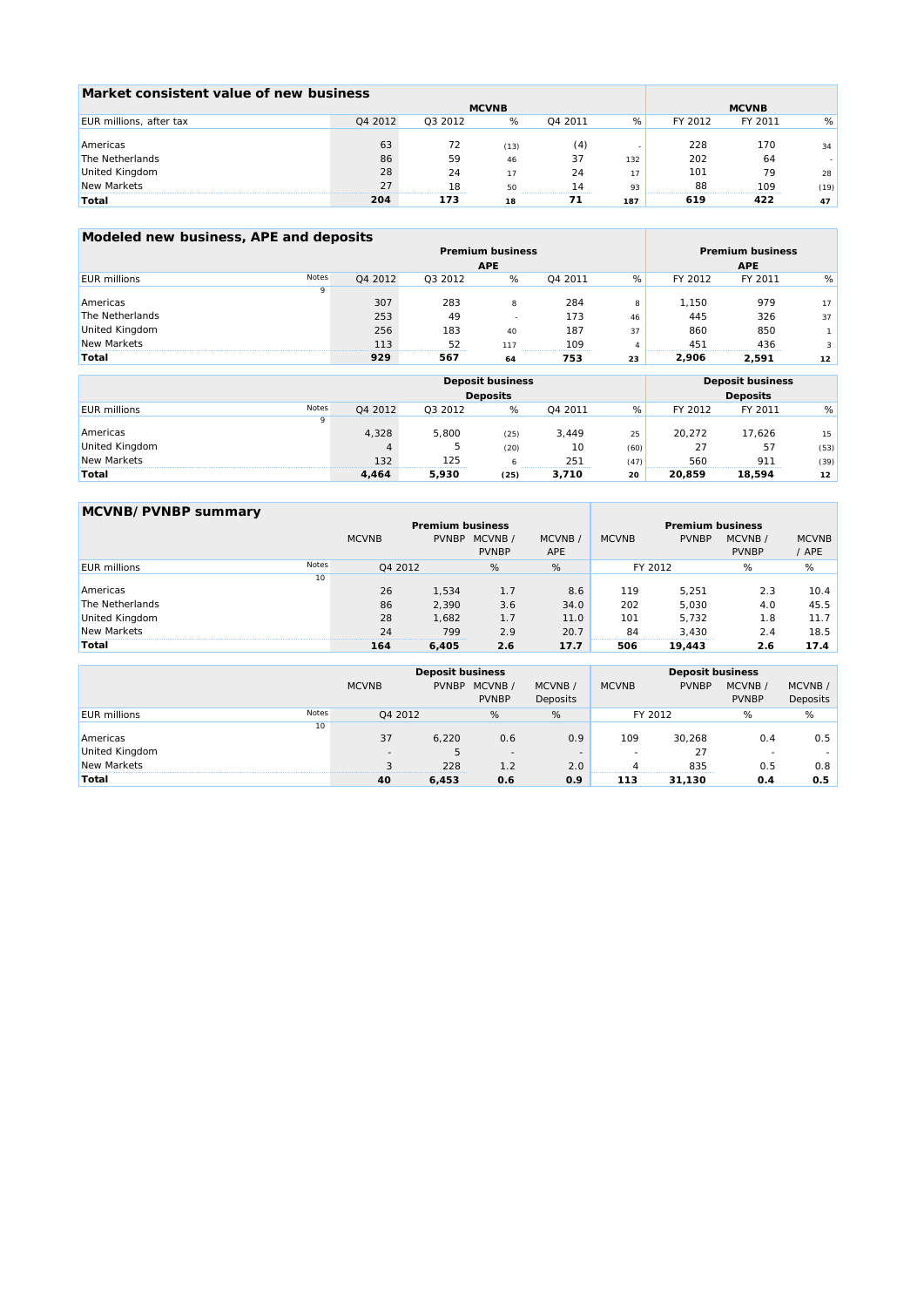## Market consistent value of new business

| EUR millions, after tax | MCVNB Q4 2012 | Q3 2012 | % | Q4 2011 | % | MCVNB FY 2012 | FY 2011 | % |
|---|---|---|---|---|---|---|---|---|
| Americas | 63 | 72 | (13) | (4) | - | 228 | 170 | 34 |
| The Netherlands | 86 | 59 | 46 | 37 | 132 | 202 | 64 | - |
| United Kingdom | 28 | 24 | 17 | 24 | 17 | 101 | 79 | 28 |
| New Markets | 27 | 18 | 50 | 14 | 93 | 88 | 109 | (19) |
| **Total** | **204** | **173** | **18** | **71** | **187** | **619** | **422** | **47** |

## Modeled new business, APE and deposits

| EUR millions | Notes | Premium business APE Q4 2012 | Q3 2012 | % | Q4 2011 | % | Premium business APE FY 2012 | FY 2011 | % |
|---|---|---|---|---|---|---|---|---|---|
| | 9 | | | | | | | | |
| Americas | | 307 | 283 | 8 | 284 | 8 | 1,150 | 979 | 17 |
| The Netherlands | | 253 | 49 | - | 173 | 46 | 445 | 326 | 37 |
| United Kingdom | | 256 | 183 | 40 | 187 | 37 | 860 | 850 | 1 |
| New Markets | | 113 | 52 | 117 | 109 | 4 | 451 | 436 | 3 |
| **Total** | | **929** | **567** | **64** | **753** | **23** | **2,906** | **2,591** | **12** |

| EUR millions | Notes | Deposit business Deposits Q4 2012 | Q3 2012 | % | Q4 2011 | % | Deposit business Deposits FY 2012 | FY 2011 | % |
|---|---|---|---|---|---|---|---|---|---|
| | 9 | | | | | | | | |
| Americas | | 4,328 | 5,800 | (25) | 3,449 | 25 | 20,272 | 17,626 | 15 |
| United Kingdom | | 4 | 5 | (20) | 10 | (60) | 27 | 57 | (53) |
| New Markets | | 132 | 125 | 6 | 251 | (47) | 560 | 911 | (39) |
| **Total** | | **4,464** | **5,930** | **(25)** | **3,710** | **20** | **20,859** | **18,594** | **12** |

## MCVNB/ PVNBP summary

| | | Premium business | | | | Premium business | | | |
|---|---|---|---|---|---|---|---|---|---|
| | | MCVNB | PVNBP | MCVNB / PVNBP | MCVNB / APE | MCVNB | PVNBP | MCVNB / PVNBP | MCVNB / APE |
| EUR millions | Notes | Q4 2012 | | % | % | FY 2012 | | % | % |
| | 10 | | | | | | | | |
| Americas | | 26 | 1,534 | 1.7 | 8.6 | 119 | 5,251 | 2.3 | 10.4 |
| The Netherlands | | 86 | 2,390 | 3.6 | 34.0 | 202 | 5,030 | 4.0 | 45.5 |
| United Kingdom | | 28 | 1,682 | 1.7 | 11.0 | 101 | 5,732 | 1.8 | 11.7 |
| New Markets | | 24 | 799 | 2.9 | 20.7 | 84 | 3,430 | 2.4 | 18.5 |
| **Total** | | **164** | **6,405** | **2.6** | **17.7** | **506** | **19,443** | **2.6** | **17.4** |

| | | Deposit business | | | | Deposit business | | | |
|---|---|---|---|---|---|---|---|---|---|
| | | MCVNB | PVNBP | MCVNB / PVNBP | MCVNB / Deposits | MCVNB | PVNBP | MCVNB / PVNBP | MCVNB / Deposits |
| EUR millions | Notes | Q4 2012 | | % | % | FY 2012 | | % | % |
| | 10 | | | | | | | | |
| Americas | | 37 | 6,220 | 0.6 | 0.9 | 109 | 30,268 | 0.4 | 0.5 |
| United Kingdom | | - | 5 | - | - | - | 27 | - | - |
| New Markets | | 3 | 228 | 1.2 | 2.0 | 4 | 835 | 0.5 | 0.8 |
| **Total** | | **40** | **6,453** | **0.6** | **0.9** | **113** | **31,130** | **0.4** | **0.5** |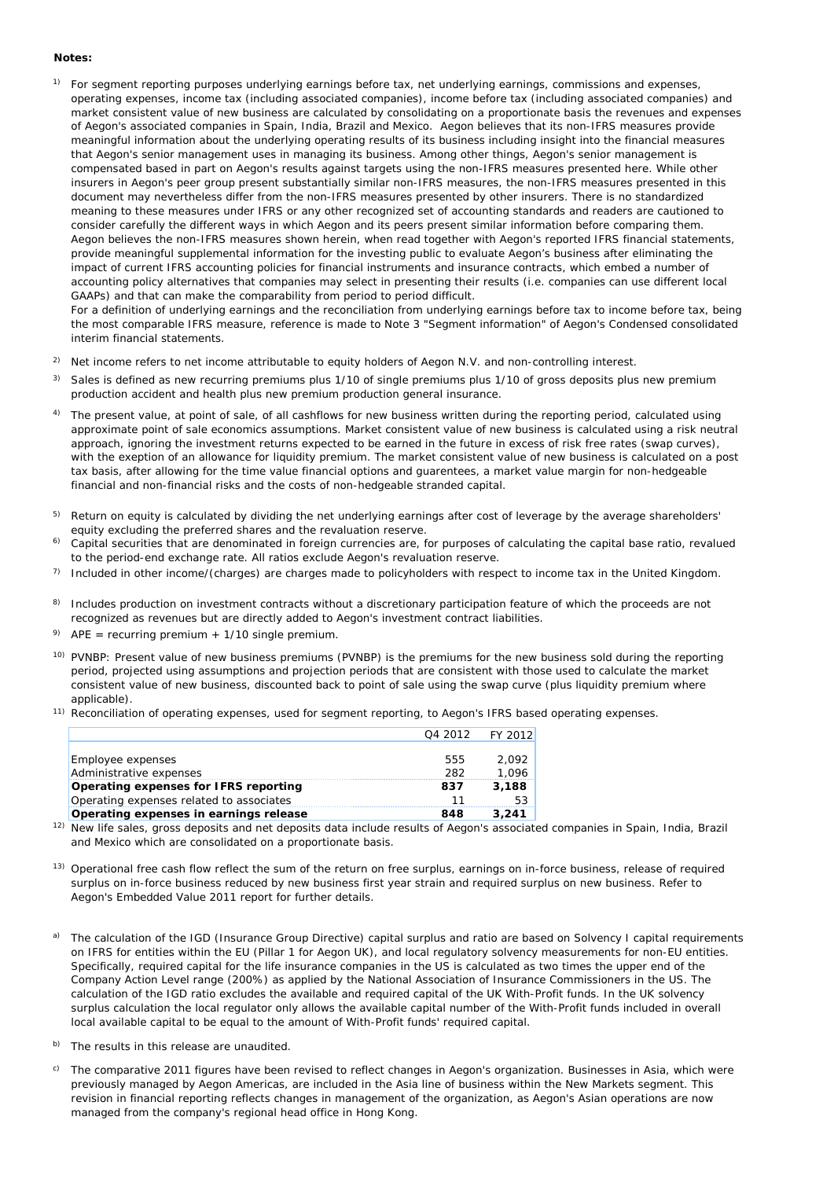**Notes:**

[1] For segment reporting purposes underlying earnings before tax, net underlying earnings, commissions and expenses, operating expenses, income tax (including associated companies), income before tax (including associated companies) and market consistent value of new business are calculated by consolidating on a proportionate basis the revenues and expenses of Aegon's associated companies in Spain, India, Brazil and Mexico. Aegon believes that its non-IFRS measures provide meaningful information about the underlying operating results of its business including insight into the financial measures that Aegon's senior management uses in managing its business. Among other things, Aegon's senior management is compensated based in part on Aegon's results against targets using the non-IFRS measures presented here. While other insurers in Aegon's peer group present substantially similar non-IFRS measures, the non-IFRS measures presented in this document may nevertheless differ from the non-IFRS measures presented by other insurers. There is no standardized meaning to these measures under IFRS or any other recognized set of accounting standards and readers are cautioned to consider carefully the different ways in which Aegon and its peers present similar information before comparing them. Aegon believes the non-IFRS measures shown herein, when read together with Aegon's reported IFRS financial statements, provide meaningful supplemental information for the investing public to evaluate Aegon's business after eliminating the impact of current IFRS accounting policies for financial instruments and insurance contracts, which embed a number of accounting policy alternatives that companies may select in presenting their results (i.e. companies can use different local GAAPs) and that can make the comparability from period to period difficult.
For a definition of underlying earnings and the reconciliation from underlying earnings before tax to income before tax, being the most comparable IFRS measure, reference is made to Note 3 "Segment information" of Aegon's Condensed consolidated interim financial statements.

[2] Net income refers to net income attributable to equity holders of Aegon N.V. and non-controlling interest.

[3] Sales is defined as new recurring premiums plus 1/10 of single premiums plus 1/10 of gross deposits plus new premium production accident and health plus new premium production general insurance.

[4] The present value, at point of sale, of all cashflows for new business written during the reporting period, calculated using approximate point of sale economics assumptions. Market consistent value of new business is calculated using a risk neutral approach, ignoring the investment returns expected to be earned in the future in excess of risk free rates (swap curves), with the exeption of an allowance for liquidity premium. The market consistent value of new business is calculated on a post tax basis, after allowing for the time value financial options and guarentees, a market value margin for non-hedgeable financial and non-financial risks and the costs of non-hedgeable stranded capital.

[5] Return on equity is calculated by dividing the net underlying earnings after cost of leverage by the average shareholders' equity excluding the preferred shares and the revaluation reserve.

[6] Capital securities that are denominated in foreign currencies are, for purposes of calculating the capital base ratio, revalued to the period-end exchange rate. All ratios exclude Aegon's revaluation reserve.

[7] Included in other income/(charges) are charges made to policyholders with respect to income tax in the United Kingdom.

[8] Includes production on investment contracts without a discretionary participation feature of which the proceeds are not recognized as revenues but are directly added to Aegon's investment contract liabilities.

[9] APE = recurring premium + 1/10 single premium.

[10] PVNBP: Present value of new business premiums (PVNBP) is the premiums for the new business sold during the reporting period, projected using assumptions and projection periods that are consistent with those used to calculate the market consistent value of new business, discounted back to point of sale using the swap curve (plus liquidity premium where applicable).

[11] Reconciliation of operating expenses, used for segment reporting, to Aegon's IFRS based operating expenses.

| | Q4 2012 | FY 2012 |
|---|---|---|
| Employee expenses | 555 | 2,092 |
| Administrative expenses | 282 | 1,096 |
| **Operating expenses for IFRS reporting** | **837** | **3,188** |
| Operating expenses related to associates | 11 | 53 |
| **Operating expenses in earnings release** | **848** | **3,241** |

[12] New life sales, gross deposits and net deposits data include results of Aegon's associated companies in Spain, India, Brazil and Mexico which are consolidated on a proportionate basis.

[13] Operational free cash flow reflect the sum of the return on free surplus, earnings on in-force business, release of required surplus on in-force business reduced by new business first year strain and required surplus on new business. Refer to Aegon's Embedded Value 2011 report for further details.

[a] The calculation of the IGD (Insurance Group Directive) capital surplus and ratio are based on Solvency I capital requirements on IFRS for entities within the EU (Pillar 1 for Aegon UK), and local regulatory solvency measurements for non-EU entities. Specifically, required capital for the life insurance companies in the US is calculated as two times the upper end of the Company Action Level range (200%) as applied by the National Association of Insurance Commissioners in the US. The calculation of the IGD ratio excludes the available and required capital of the UK With-Profit funds. In the UK solvency surplus calculation the local regulator only allows the available capital number of the With-Profit funds included in overall local available capital to be equal to the amount of With-Profit funds' required capital.

[b] The results in this release are unaudited.

[c] The comparative 2011 figures have been revised to reflect changes in Aegon's organization. Businesses in Asia, which were previously managed by Aegon Americas, are included in the Asia line of business within the New Markets segment. This revision in financial reporting reflects changes in management of the organization, as Aegon's Asian operations are now managed from the company's regional head office in Hong Kong.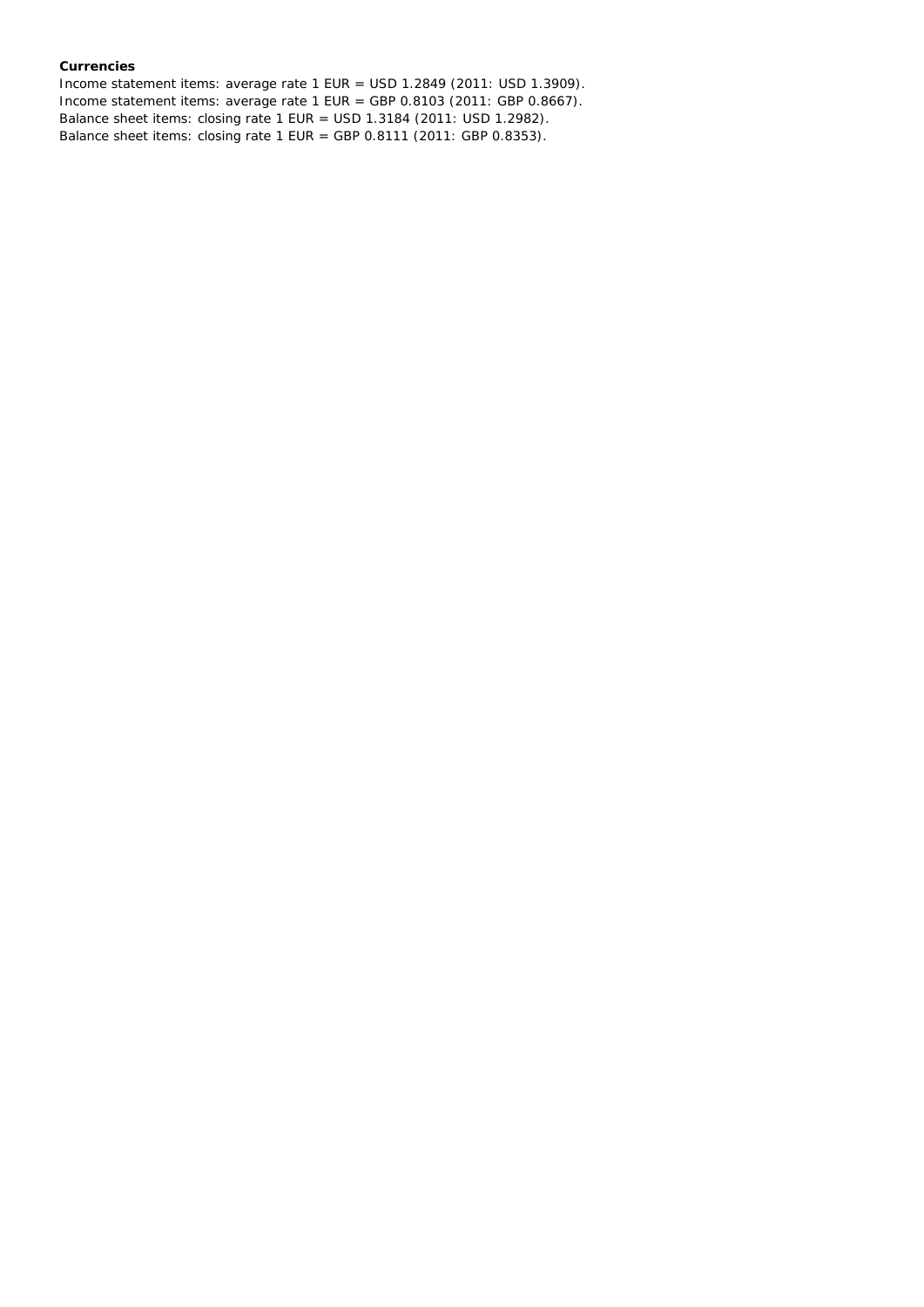**Currencies**

Income statement items: average rate 1 EUR = USD 1.2849 (2011: USD 1.3909).
Income statement items: average rate 1 EUR = GBP 0.8103 (2011: GBP 0.8667).
Balance sheet items: closing rate 1 EUR = USD 1.3184 (2011: USD 1.2982).
Balance sheet items: closing rate 1 EUR = GBP 0.8111 (2011: GBP 0.8353).